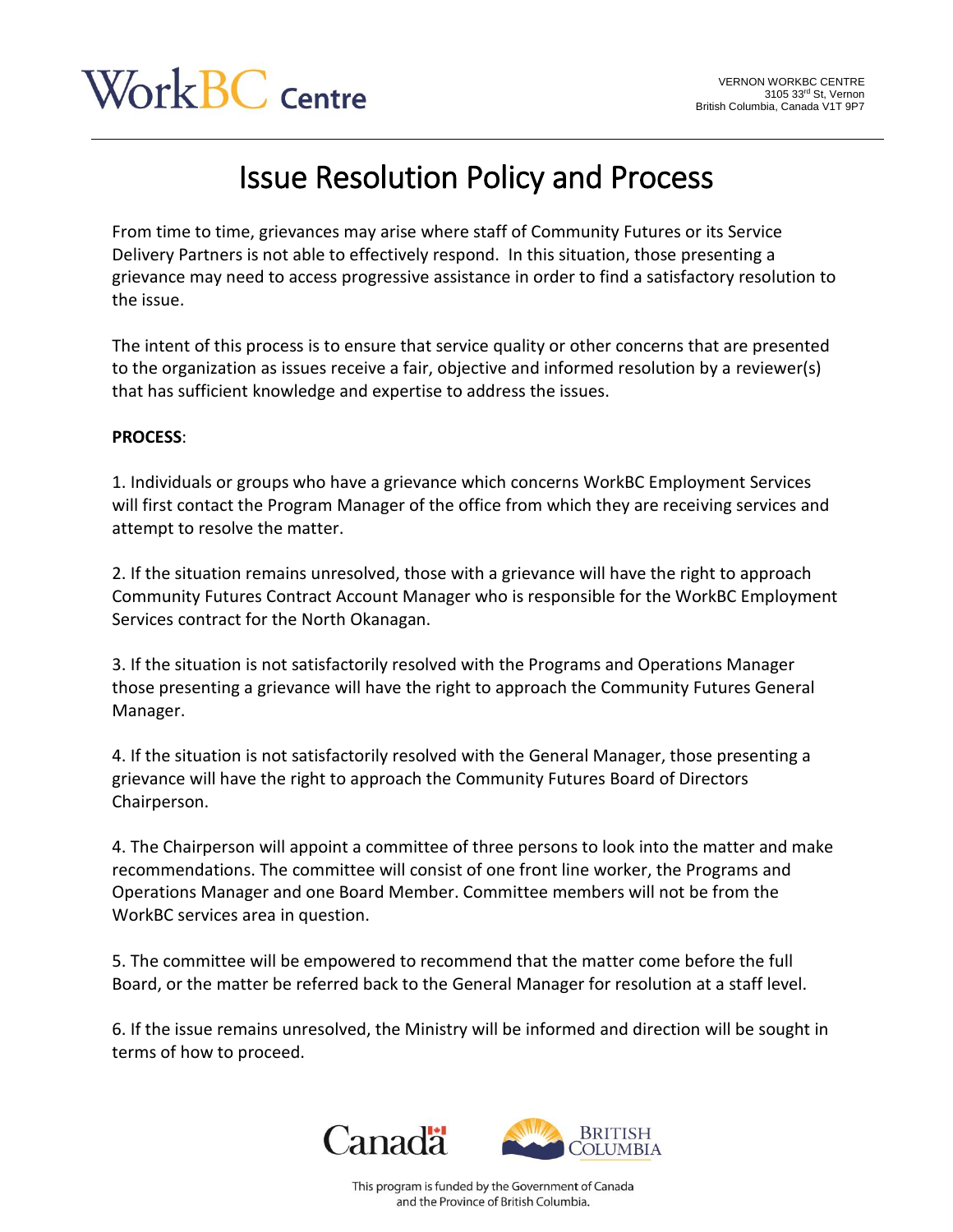VERNON WORKBC CENTRE
3105 33rd St, Vernon
British Columbia, Canada V1T 9P7

# Issue Resolution Policy and Process

From time to time, grievances may arise where staff of Community Futures or its Service Delivery Partners is not able to effectively respond. In this situation, those presenting a grievance may need to access progressive assistance in order to find a satisfactory resolution to the issue.

The intent of this process is to ensure that service quality or other concerns that are presented to the organization as issues receive a fair, objective and informed resolution by a reviewer(s) that has sufficient knowledge and expertise to address the issues.

**PROCESS**:

1. Individuals or groups who have a grievance which concerns WorkBC Employment Services will first contact the Program Manager of the office from which they are receiving services and attempt to resolve the matter.

2. If the situation remains unresolved, those with a grievance will have the right to approach Community Futures Contract Account Manager who is responsible for the WorkBC Employment Services contract for the North Okanagan.

3. If the situation is not satisfactorily resolved with the Programs and Operations Manager those presenting a grievance will have the right to approach the Community Futures General Manager.

4. If the situation is not satisfactorily resolved with the General Manager, those presenting a grievance will have the right to approach the Community Futures Board of Directors Chairperson.

4. The Chairperson will appoint a committee of three persons to look into the matter and make recommendations. The committee will consist of one front line worker, the Programs and Operations Manager and one Board Member. Committee members will not be from the WorkBC services area in question.

5. The committee will be empowered to recommend that the matter come before the full Board, or the matter be referred back to the General Manager for resolution at a staff level.

6. If the issue remains unresolved, the Ministry will be informed and direction will be sought in terms of how to proceed.

This program is funded by the Government of Canada and the Province of British Columbia.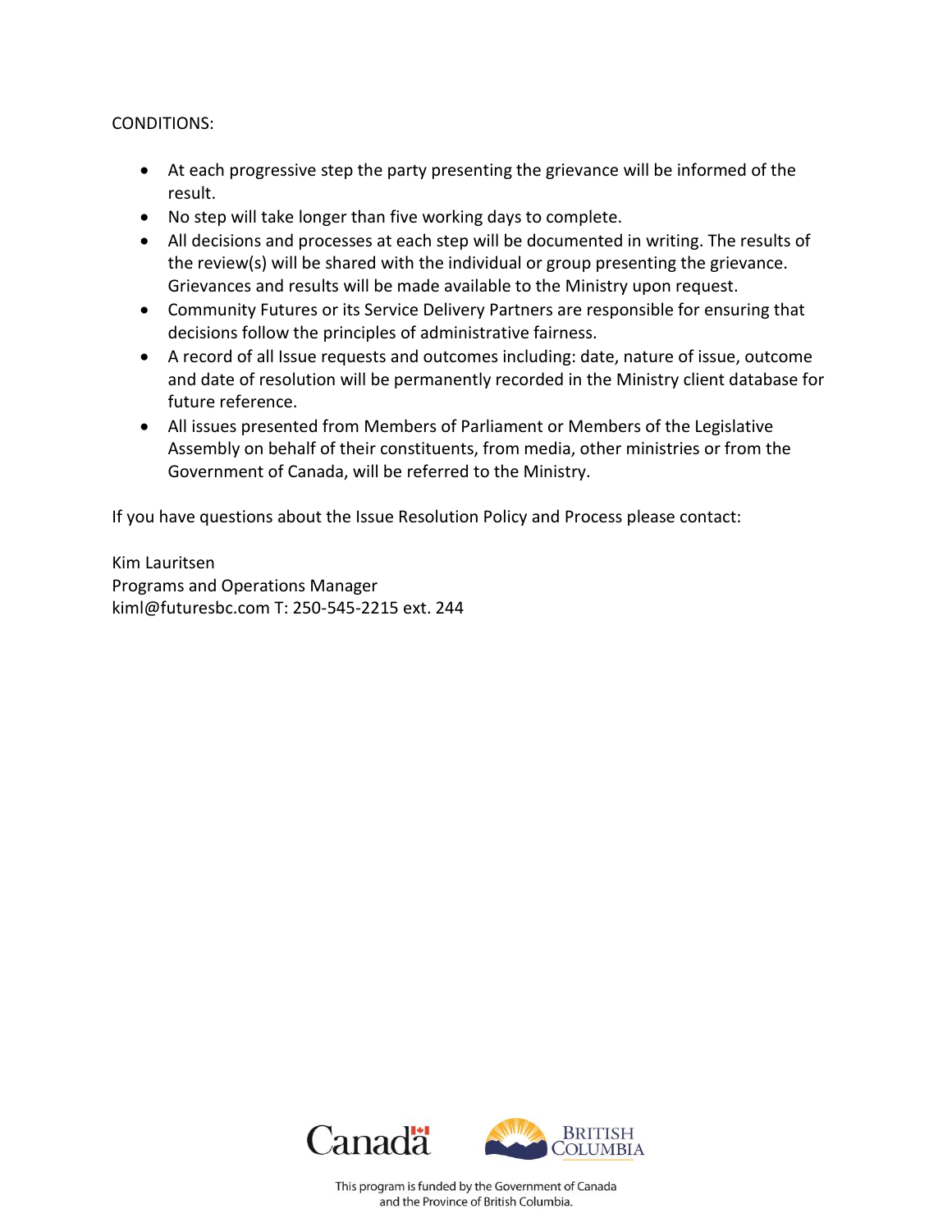CONDITIONS:

- At each progressive step the party presenting the grievance will be informed of the result.
- No step will take longer than five working days to complete.
- All decisions and processes at each step will be documented in writing. The results of the review(s) will be shared with the individual or group presenting the grievance. Grievances and results will be made available to the Ministry upon request.
- Community Futures or its Service Delivery Partners are responsible for ensuring that decisions follow the principles of administrative fairness.
- A record of all Issue requests and outcomes including: date, nature of issue, outcome and date of resolution will be permanently recorded in the Ministry client database for future reference.
- All issues presented from Members of Parliament or Members of the Legislative Assembly on behalf of their constituents, from media, other ministries or from the Government of Canada, will be referred to the Ministry.

If you have questions about the Issue Resolution Policy and Process please contact:

Kim Lauritsen
Programs and Operations Manager
kiml@futuresbc.com T: 250-545-2215 ext. 244

Canada BRITISH COLUMBIA

This program is funded by the Government of Canada and the Province of British Columbia.